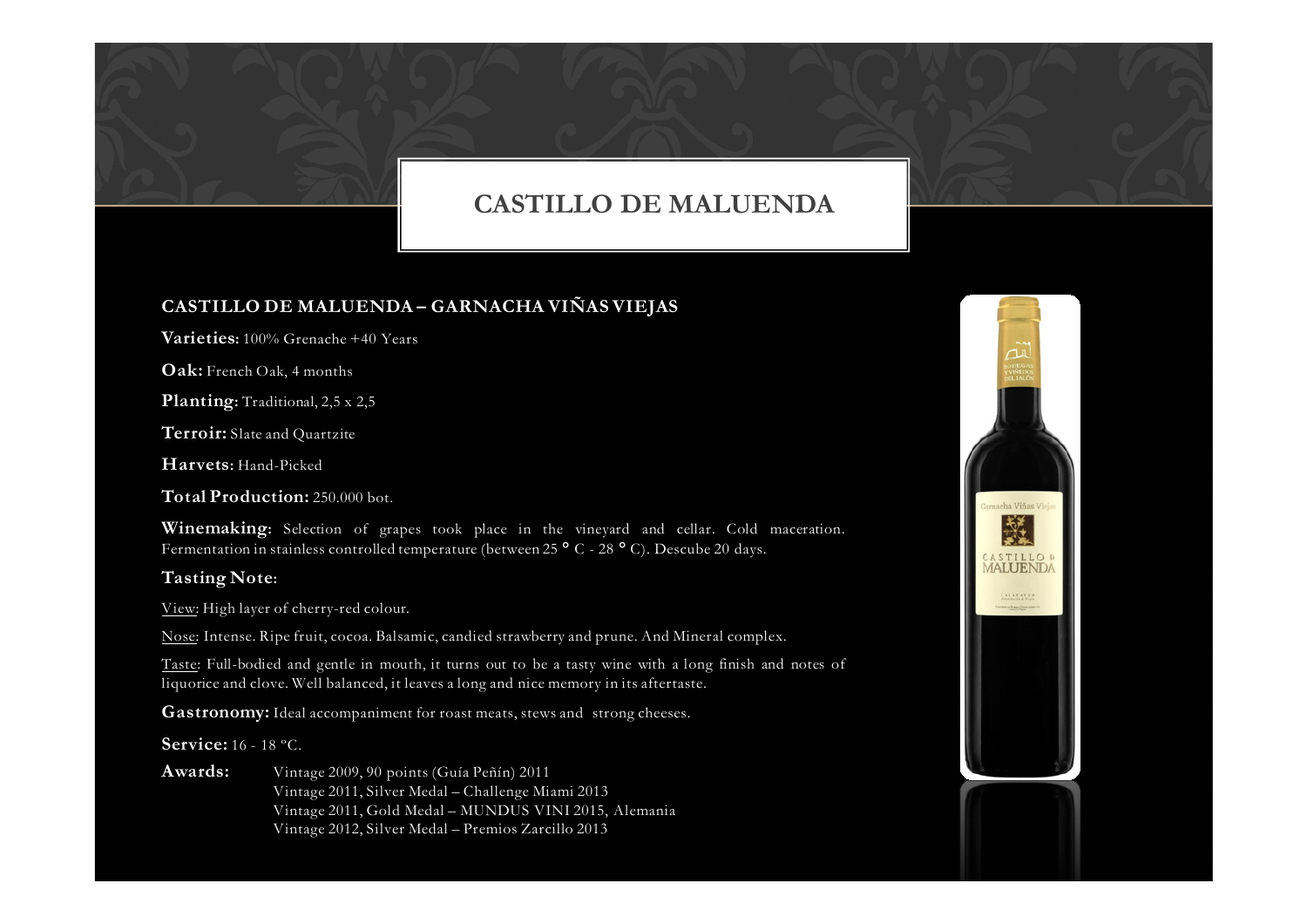# CASTILLO DE MALUENDA

## CASTILLO DE MALUENDA – GARNACHA VIÑAS VIEJAS

**Varieties:** 100% Grenache +40 Years

**Oak:** French Oak, 4 months

**Planting:** Traditional, 2,5 x 2,5

**Terroir:** Slate and Quartzite

**Harvets:** Hand-Picked

**Total Production:** 250.000 bot.

**Winemaking:** Selection of grapes took place in the vineyard and cellar. Cold maceration. Fermentation in stainless controlled temperature (between 25 ° C - 28 ° C). Descube 20 days.

**Tasting Note:**

View: High layer of cherry-red colour.

Nose: Intense. Ripe fruit, cocoa. Balsamic, candied strawberry and prune. And Mineral complex.

Taste: Full-bodied and gentle in mouth, it turns out to be a tasty wine with a long finish and notes of liquorice and clove. Well balanced, it leaves a long and nice memory in its aftertaste.

**Gastronomy:** Ideal accompaniment for roast meats, stews and strong cheeses.

**Service:** 16 - 18 ºC.

**Awards:**

Vintage 2009, 90 points (Guía Peñín) 2011
Vintage 2011, Silver Medal – Challenge Miami 2013
Vintage 2011, Gold Medal – MUNDUS VINI 2015, Alemania
Vintage 2012, Silver Medal – Premios Zarcillo 2013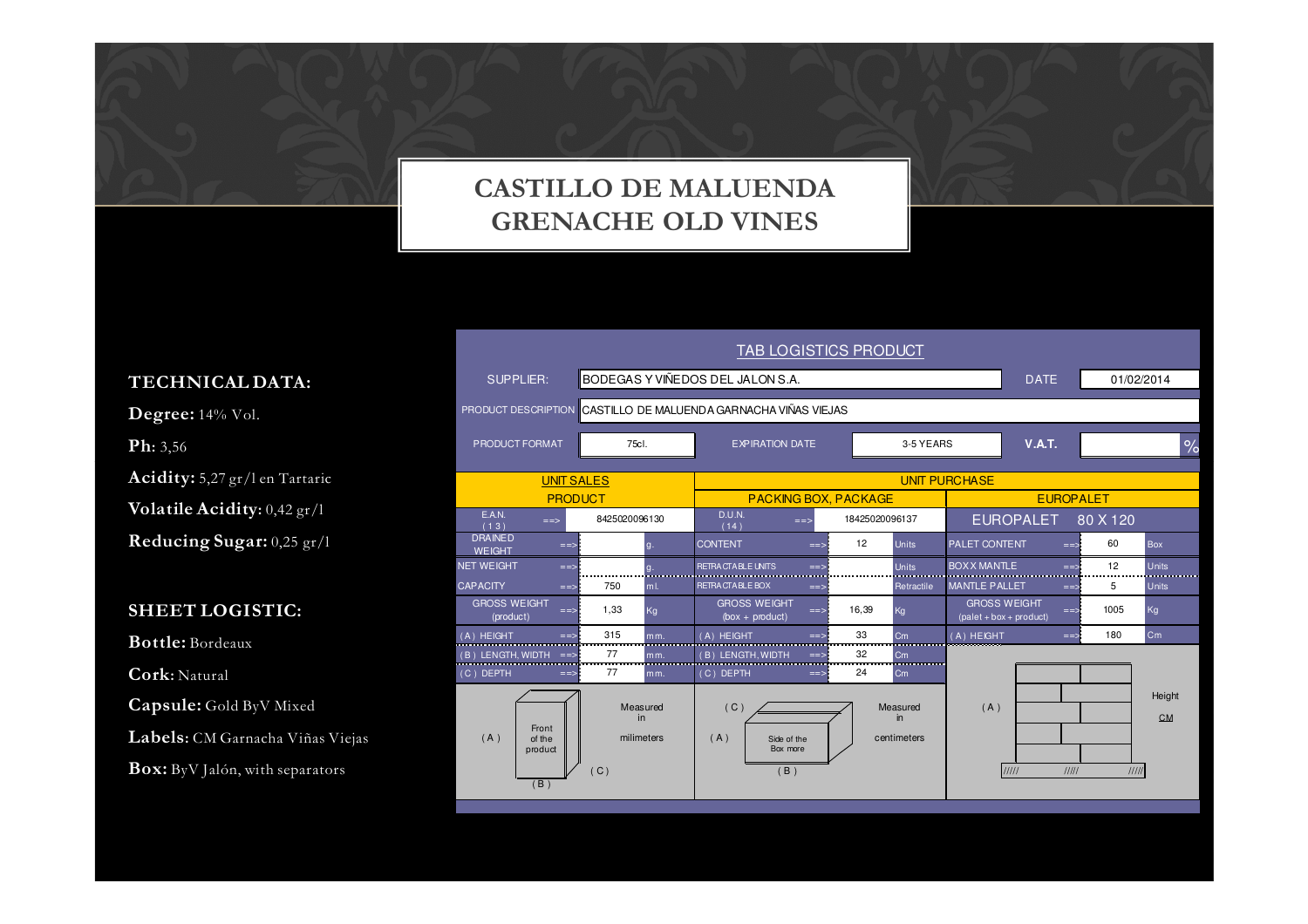# CASTILLO DE MALUENDA GRENACHE OLD VINES

**TECHNICAL DATA:**

**Degree:** 14% Vol.

**Ph:** 3,56

**Acidity:** 5,27 gr/l en Tartaric

**Volatile Acidity:** 0,42 gr/l

**Reducing Sugar:** 0,25 gr/l

**SHEET LOGISTIC:**

**Bottle:** Bordeaux

**Cork:** Natural

**Capsule:** Gold ByV Mixed

**Labels:** CM Garnacha Viñas Viejas

**Box:** ByV Jalón, with separators

## TAB LOGISTICS PRODUCT

| | | | |
|---|---|---|---|
| SUPPLIER: | BODEGAS Y VIÑEDOS DEL JALON S.A. | DATE | 01/02/2014 |
| PRODUCT DESCRIPTION | CASTILLO DE MALUENDA GARNACHA VIÑAS VIEJAS | | |
| PRODUCT FORMAT | 75cl. | EXPIRATION DATE | 3-5 YEARS |
| V.A.T. | % | | |

| UNIT SALES | | | UNIT PURCHASE | | | | | |
|---|---|---|---|---|---|---|---|---|
| PRODUCT | | | PACKING BOX, PACKAGE | | | EUROPALET | | |
| E.A.N. (13) ==> | 8425020096130 | | D.U.N. (14) ==> | 18425020096137 | | EUROPALET 80 X 120 | | |
| DRAINED WEIGHT ==> | | g. | CONTENT ==> | 12 | Units | PALET CONTENT ==> | 60 | Box |
| NET WEIGHT ==> | | g. | RETRACTABLE UNITS ==> | | Units | BOX X MANTLE ==> | 12 | Units |
| CAPACITY ==> | 750 | ml. | RETRACTABLE BOX ==> | | Retractile | MANTLE PALLET ==> | 5 | Units |
| GROSS WEIGHT (product) ==> | 1,33 | Kg | GROSS WEIGHT (box + product) ==> | 16,39 | Kg | GROSS WEIGHT (palet + box + product) ==> | 1005 | Kg |
| (A) HEIGHT ==> | 315 | mm. | (A) HEIGHT ==> | 33 | Cm | (A) HEIGHT ==> | 180 | Cm |
| (B) LENGTH, WIDTH ==> | 77 | mm. | (B) LENGTH, WIDTH ==> | 32 | Cm | | | |
| (C) DEPTH ==> | 77 | mm. | (C) DEPTH ==> | 24 | Cm | | | |

(A) Front of the product (B) (C) Measured in milimeters

(C) (A) Side of the Box more (B) Measured in centimeters

(A) Height CM